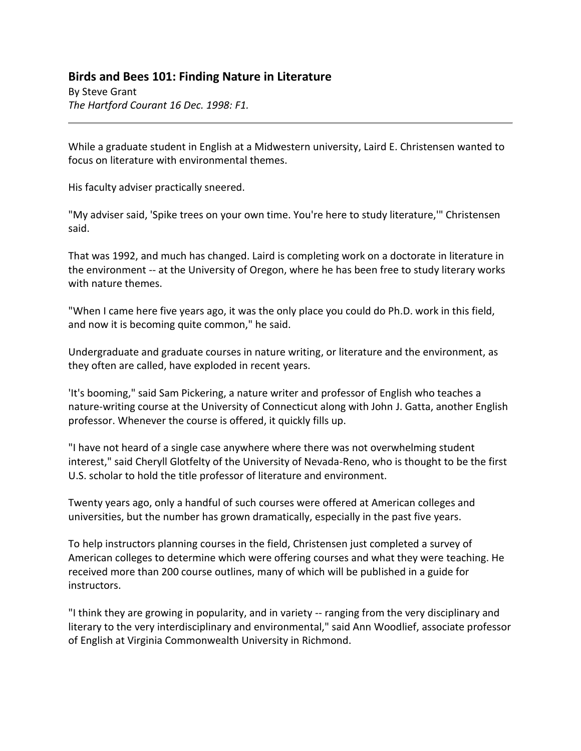## Birds and Bees 101: Finding Nature in Literature

By Steve Grant
*The Hartford Courant 16 Dec. 1998: F1.*

---

While a graduate student in English at a Midwestern university, Laird E. Christensen wanted to focus on literature with environmental themes.

His faculty adviser practically sneered.

"My adviser said, 'Spike trees on your own time. You're here to study literature,'" Christensen said.

That was 1992, and much has changed. Laird is completing work on a doctorate in literature in the environment -- at the University of Oregon, where he has been free to study literary works with nature themes.

"When I came here five years ago, it was the only place you could do Ph.D. work in this field, and now it is becoming quite common," he said.

Undergraduate and graduate courses in nature writing, or literature and the environment, as they often are called, have exploded in recent years.

'It's booming," said Sam Pickering, a nature writer and professor of English who teaches a nature-writing course at the University of Connecticut along with John J. Gatta, another English professor. Whenever the course is offered, it quickly fills up.

"I have not heard of a single case anywhere where there was not overwhelming student interest," said Cheryll Glotfelty of the University of Nevada-Reno, who is thought to be the first U.S. scholar to hold the title professor of literature and environment.

Twenty years ago, only a handful of such courses were offered at American colleges and universities, but the number has grown dramatically, especially in the past five years.

To help instructors planning courses in the field, Christensen just completed a survey of American colleges to determine which were offering courses and what they were teaching. He received more than 200 course outlines, many of which will be published in a guide for instructors.

"I think they are growing in popularity, and in variety -- ranging from the very disciplinary and literary to the very interdisciplinary and environmental," said Ann Woodlief, associate professor of English at Virginia Commonwealth University in Richmond.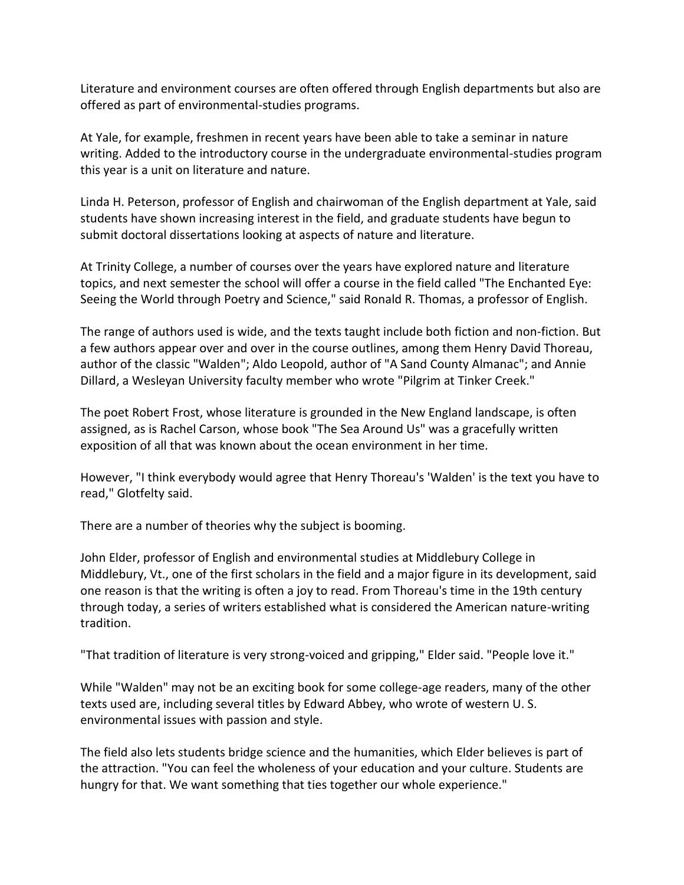Literature and environment courses are often offered through English departments but also are offered as part of environmental-studies programs.

At Yale, for example, freshmen in recent years have been able to take a seminar in nature writing. Added to the introductory course in the undergraduate environmental-studies program this year is a unit on literature and nature.

Linda H. Peterson, professor of English and chairwoman of the English department at Yale, said students have shown increasing interest in the field, and graduate students have begun to submit doctoral dissertations looking at aspects of nature and literature.

At Trinity College, a number of courses over the years have explored nature and literature topics, and next semester the school will offer a course in the field called "The Enchanted Eye: Seeing the World through Poetry and Science," said Ronald R. Thomas, a professor of English.

The range of authors used is wide, and the texts taught include both fiction and non-fiction. But a few authors appear over and over in the course outlines, among them Henry David Thoreau, author of the classic "Walden"; Aldo Leopold, author of "A Sand County Almanac"; and Annie Dillard, a Wesleyan University faculty member who wrote "Pilgrim at Tinker Creek."

The poet Robert Frost, whose literature is grounded in the New England landscape, is often assigned, as is Rachel Carson, whose book "The Sea Around Us" was a gracefully written exposition of all that was known about the ocean environment in her time.

However, "I think everybody would agree that Henry Thoreau's 'Walden' is the text you have to read," Glotfelty said.

There are a number of theories why the subject is booming.

John Elder, professor of English and environmental studies at Middlebury College in Middlebury, Vt., one of the first scholars in the field and a major figure in its development, said one reason is that the writing is often a joy to read. From Thoreau's time in the 19th century through today, a series of writers established what is considered the American nature-writing tradition.

"That tradition of literature is very strong-voiced and gripping," Elder said. "People love it."

While "Walden" may not be an exciting book for some college-age readers, many of the other texts used are, including several titles by Edward Abbey, who wrote of western U. S. environmental issues with passion and style.

The field also lets students bridge science and the humanities, which Elder believes is part of the attraction. "You can feel the wholeness of your education and your culture. Students are hungry for that. We want something that ties together our whole experience."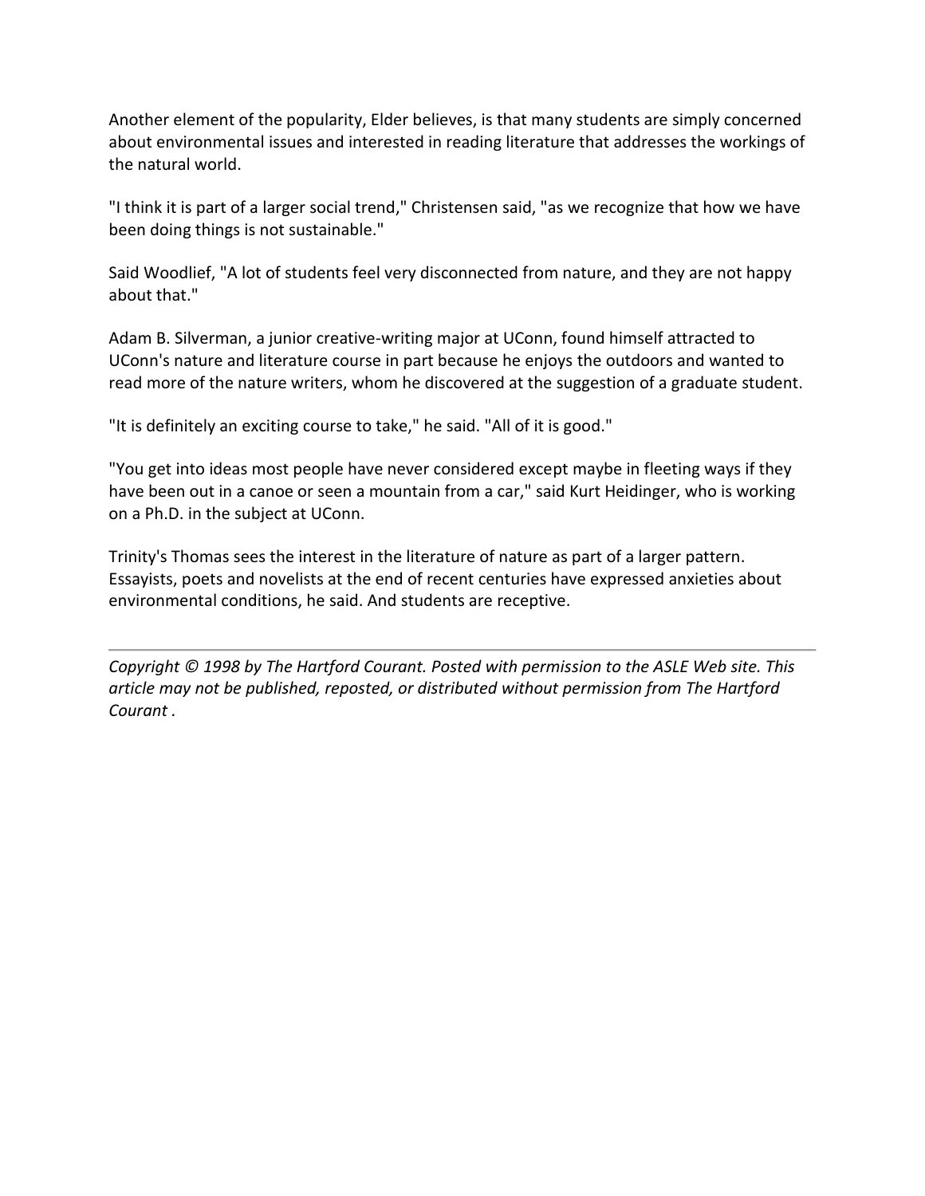Another element of the popularity, Elder believes, is that many students are simply concerned about environmental issues and interested in reading literature that addresses the workings of the natural world.

"I think it is part of a larger social trend," Christensen said, "as we recognize that how we have been doing things is not sustainable."

Said Woodlief, "A lot of students feel very disconnected from nature, and they are not happy about that."

Adam B. Silverman, a junior creative-writing major at UConn, found himself attracted to UConn's nature and literature course in part because he enjoys the outdoors and wanted to read more of the nature writers, whom he discovered at the suggestion of a graduate student.

"It is definitely an exciting course to take," he said. "All of it is good."

"You get into ideas most people have never considered except maybe in fleeting ways if they have been out in a canoe or seen a mountain from a car," said Kurt Heidinger, who is working on a Ph.D. in the subject at UConn.

Trinity's Thomas sees the interest in the literature of nature as part of a larger pattern. Essayists, poets and novelists at the end of recent centuries have expressed anxieties about environmental conditions, he said. And students are receptive.

---

*Copyright © 1998 by The Hartford Courant. Posted with permission to the ASLE Web site. This article may not be published, reposted, or distributed without permission from The Hartford Courant .*